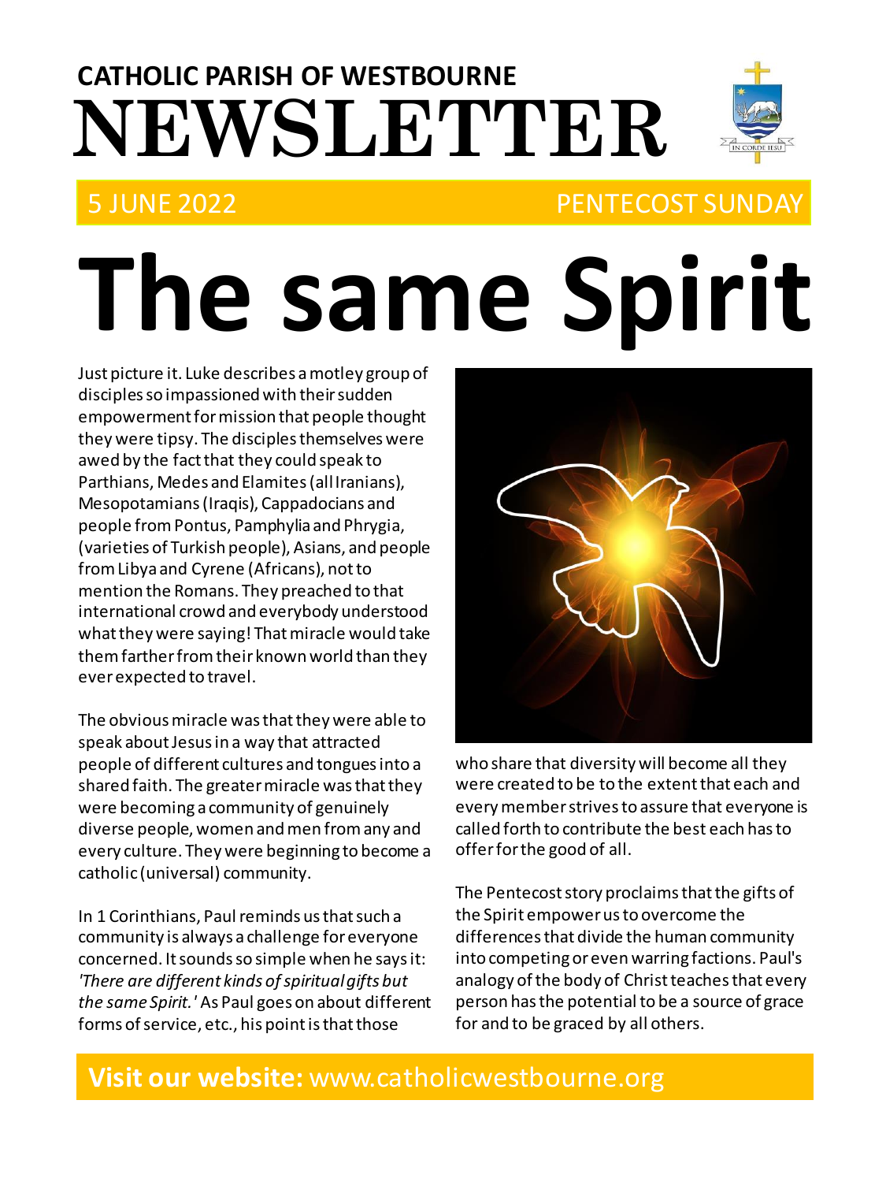# CATHOLIC PARISH OF WESTBOURNE NEWSLETTER

5 JUNE 2022 PENTECOST SUNDAY

# The same Spirit

Just picture it. Luke describes a motley group of disciples so impassioned with their sudden empowerment for mission that people thought they were tipsy. The disciples themselves were awed by the fact that they could speak to Parthians, Medes and Elamites (all Iranians), Mesopotamians (Iraqis), Cappadocians and people from Pontus, Pamphylia and Phrygia, (varieties of Turkish people), Asians, and people from Libya and Cyrene (Africans), not to mention the Romans. They preached to that international crowd and everybody understood what they were saying! That miracle would take them farther from their known world than they ever expected to travel.

The obvious miracle was that they were able to speak about Jesus in a way that attracted people of different cultures and tongues into a shared faith. The greater miracle was that they were becoming a community of genuinely diverse people, women and men from any and every culture. They were beginning to become a catholic (universal) community.

In 1 Corinthians, Paul reminds us that such a community is always a challenge for everyone concerned. It sounds so simple when he says it: *'There are different kinds of spiritual gifts but the same Spirit.'* As Paul goes on about different forms of service, etc., his point is that those who share that diversity will become all they were created to be to the extent that each and every member strives to assure that everyone is called forth to contribute the best each has to offer for the good of all.

The Pentecost story proclaims that the gifts of the Spirit empower us to overcome the differences that divide the human community into competing or even warring factions. Paul's analogy of the body of Christ teaches that every person has the potential to be a source of grace for and to be graced by all others.

**Visit our website:** www.catholicwestbourne.org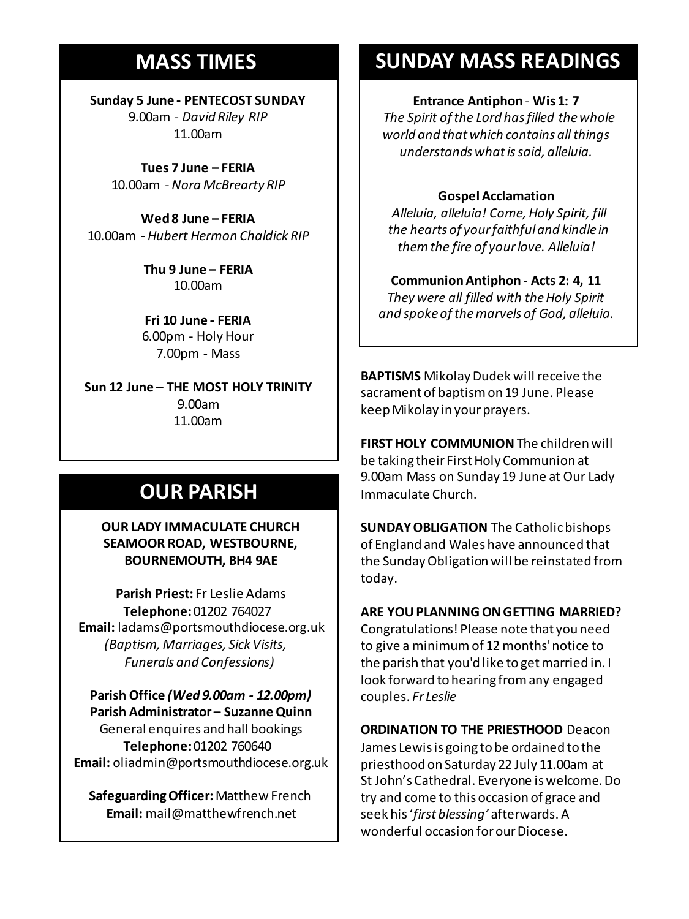## MASS TIMES

**Sunday 5 June - PENTECOST SUNDAY**
9.00am - *David Riley RIP*
11.00am

**Tues 7 June – FERIA**
10.00am - *Nora McBrearty RIP*

**Wed 8 June – FERIA**
10.00am - *Hubert Hermon Chaldick RIP*

**Thu 9 June – FERIA**
10.00am

**Fri 10 June - FERIA**
6.00pm - Holy Hour
7.00pm - Mass

**Sun 12 June – THE MOST HOLY TRINITY**
9.00am
11.00am

## OUR PARISH

**OUR LADY IMMACULATE CHURCH SEAMOOR ROAD, WESTBOURNE, BOURNEMOUTH, BH4 9AE**

**Parish Priest:** Fr Leslie Adams
**Telephone:** 01202 764027
**Email:** ladams@portsmouthdiocese.org.uk
*(Baptism, Marriages, Sick Visits, Funerals and Confessions)*

**Parish Office *(Wed 9.00am - 12.00pm)***
**Parish Administrator – Suzanne Quinn**
General enquires and hall bookings
**Telephone:** 01202 760640
**Email:** oliadmin@portsmouthdiocese.org.uk

**Safeguarding Officer:** Matthew French
**Email:** mail@matthewfrench.net

## SUNDAY MASS READINGS

**Entrance Antiphon** - **Wis 1: 7**
*The Spirit of the Lord has filled the whole world and that which contains all things understands what is said, alleluia.*

**Gospel Acclamation**
*Alleluia, alleluia! Come, Holy Spirit, fill the hearts of your faithful and kindle in them the fire of your love. Alleluia!*

**Communion Antiphon** - **Acts 2: 4, 11**
*They were all filled with the Holy Spirit and spoke of the marvels of God, alleluia.*

**BAPTISMS** Mikolay Dudek will receive the sacrament of baptism on 19 June. Please keep Mikolay in your prayers.

**FIRST HOLY COMMUNION** The children will be taking their First Holy Communion at 9.00am Mass on Sunday 19 June at Our Lady Immaculate Church.

**SUNDAY OBLIGATION** The Catholic bishops of England and Wales have announced that the Sunday Obligation will be reinstated from today.

**ARE YOU PLANNING ON GETTING MARRIED?** Congratulations! Please note that you need to give a minimum of 12 months' notice to the parish that you'd like to get married in. I look forward to hearing from any engaged couples. *Fr Leslie*

**ORDINATION TO THE PRIESTHOOD** Deacon James Lewis is going to be ordained to the priesthood on Saturday 22 July 11.00am at St John's Cathedral. Everyone is welcome. Do try and come to this occasion of grace and seek his '*first blessing'* afterwards. A wonderful occasion for our Diocese.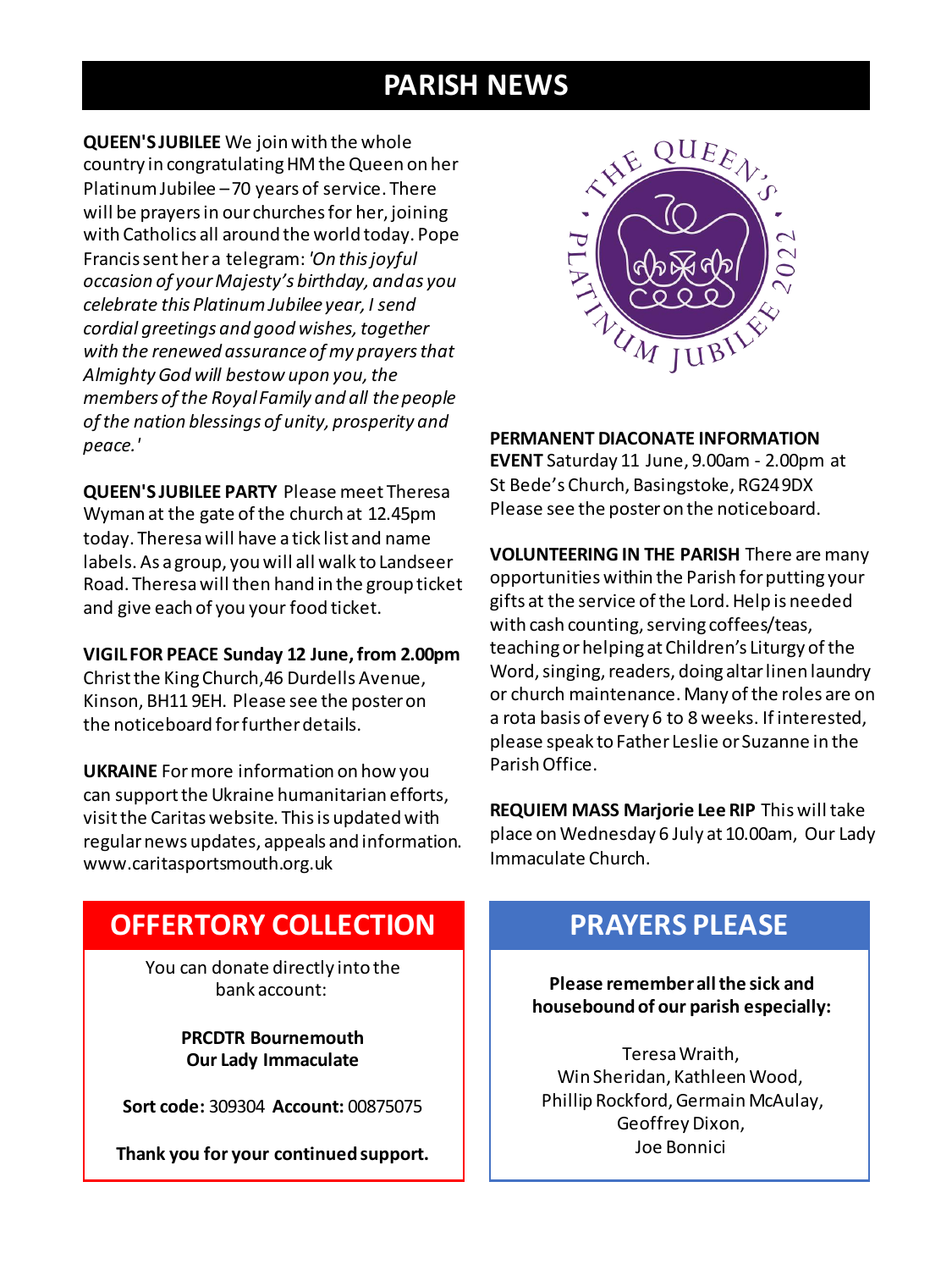# PARISH NEWS

**QUEEN'S JUBILEE** We join with the whole country in congratulating HM the Queen on her Platinum Jubilee – 70 years of service. There will be prayers in our churches for her, joining with Catholics all around the world today. Pope Francis sent her a telegram: *'On this joyful occasion of your Majesty's birthday, and as you celebrate this Platinum Jubilee year, I send cordial greetings and good wishes, together with the renewed assurance of my prayers that Almighty God will bestow upon you, the members of the Royal Family and all the people of the nation blessings of unity, prosperity and peace.'*

**QUEEN'S JUBILEE PARTY** Please meet Theresa Wyman at the gate of the church at 12.45pm today. Theresa will have a tick list and name labels. As a group, you will all walk to Landseer Road. Theresa will then hand in the group ticket and give each of you your food ticket.

**VIGIL FOR PEACE Sunday 12 June, from 2.00pm** Christ the King Church, 46 Durdells Avenue, Kinson, BH11 9EH. Please see the poster on the noticeboard for further details.

**UKRAINE** For more information on how you can support the Ukraine humanitarian efforts, visit the Caritas website. This is updated with regular news updates, appeals and information. www.caritasportsmouth.org.uk

**PERMANENT DIACONATE INFORMATION EVENT** Saturday 11 June, 9.00am - 2.00pm at St Bede's Church, Basingstoke, RG24 9DX Please see the poster on the noticeboard.

**VOLUNTEERING IN THE PARISH** There are many opportunities within the Parish for putting your gifts at the service of the Lord. Help is needed with cash counting, serving coffees/teas, teaching or helping at Children's Liturgy of the Word, singing, readers, doing altar linen laundry or church maintenance. Many of the roles are on a rota basis of every 6 to 8 weeks. If interested, please speak to Father Leslie or Suzanne in the Parish Office.

**REQUIEM MASS Marjorie Lee RIP** This will take place on Wednesday 6 July at 10.00am, Our Lady Immaculate Church.

## OFFERTORY COLLECTION

You can donate directly into the bank account:

**PRCDTR Bournemouth**
**Our Lady Immaculate**

**Sort code:** 309304 **Account:** 00875075

**Thank you for your continued support.**

## PRAYERS PLEASE

**Please remember all the sick and housebound of our parish especially:**

Teresa Wraith,
Win Sheridan, Kathleen Wood,
Phillip Rockford, Germain McAulay,
Geoffrey Dixon,
Joe Bonnici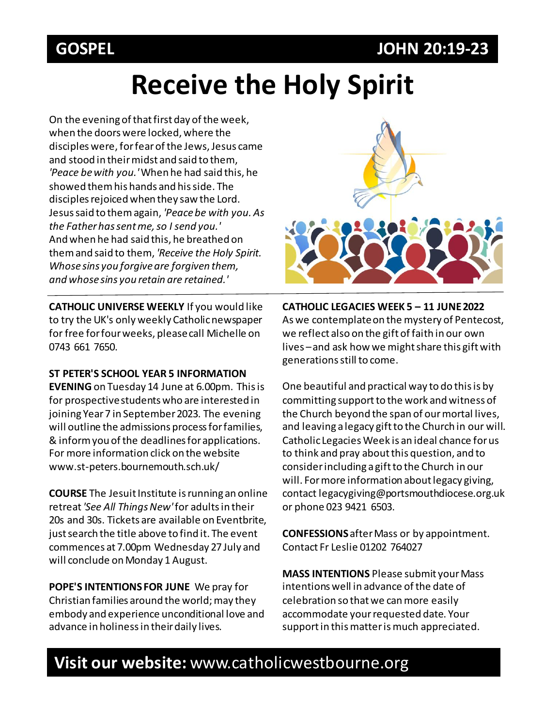**GOSPEL** **JOHN 20:19-23**

# Receive the Holy Spirit

On the evening of that first day of the week, when the doors were locked, where the disciples were, for fear of the Jews, Jesus came and stood in their midst and said to them, *'Peace be with you.'* When he had said this, he showed them his hands and his side. The disciples rejoiced when they saw the Lord. Jesus said to them again, *'Peace be with you. As the Father has sent me, so I send you.'* And when he had said this, he breathed on them and said to them, *'Receive the Holy Spirit. Whose sins you forgive are forgiven them, and whose sins you retain are retained.'*

**CATHOLIC UNIVERSE WEEKLY** If you would like to try the UK's only weekly Catholic newspaper for free for four weeks, please call Michelle on 0743 661 7650.

**ST PETER'S SCHOOL YEAR 5 INFORMATION EVENING** on Tuesday 14 June at 6.00pm. This is for prospective students who are interested in joining Year 7 in September 2023. The evening will outline the admissions process for families, & inform you of the deadlines for applications. For more information click on the website www.st-peters.bournemouth.sch.uk/

**COURSE** The Jesuit Institute is running an online retreat *'See All Things New'* for adults in their 20s and 30s. Tickets are available on Eventbrite, just search the title above to find it. The event commences at 7.00pm Wednesday 27 July and will conclude on Monday 1 August.

**POPE'S INTENTIONS FOR JUNE** We pray for Christian families around the world; may they embody and experience unconditional love and advance in holiness in their daily lives.

**CATHOLIC LEGACIES WEEK 5 – 11 JUNE 2022** As we contemplate on the mystery of Pentecost, we reflect also on the gift of faith in our own lives – and ask how we might share this gift with generations still to come.

One beautiful and practical way to do this is by committing support to the work and witness of the Church beyond the span of our mortal lives, and leaving a legacy gift to the Church in our will. Catholic Legacies Week is an ideal chance for us to think and pray about this question, and to consider including a gift to the Church in our will. For more information about legacy giving, contact legacygiving@portsmouthdiocese.org.uk or phone 023 9421 6503.

**CONFESSIONS** after Mass or by appointment. Contact Fr Leslie 01202 764027

**MASS INTENTIONS** Please submit your Mass intentions well in advance of the date of celebration so that we can more easily accommodate your requested date. Your support in this matter is much appreciated.

**Visit our website:** www.catholicwestbourne.org